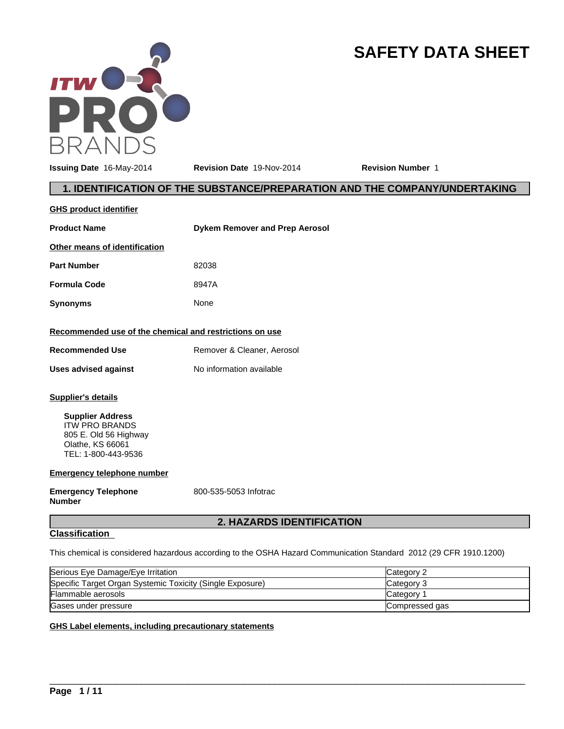# SAFETY DATA SHEET

**Issuing Date** 16-May-2014 **Revision Date** 19-Nov-2014 **Revision Number** 1

## 1. IDENTIFICATION OF THE SUBSTANCE/PREPARATION AND THE COMPANY/UNDERTAKING

**GHS product identifier**

**Product Name** **Dykem Remover and Prep Aerosol**

**Other means of identification**

**Part Number** 82038

**Formula Code** 8947A

**Synonyms** None

**Recommended use of the chemical and restrictions on use**

**Recommended Use** Remover & Cleaner, Aerosol

**Uses advised against** No information available

**Supplier's details**

**Supplier Address**
ITW PRO BRANDS
805 E. Old 56 Highway
Olathe, KS 66061
TEL: 1-800-443-9536

**Emergency telephone number**

**Emergency Telephone Number** 800-535-5053 Infotrac

## 2. HAZARDS IDENTIFICATION

**Classification**

This chemical is considered hazardous according to the OSHA Hazard Communication Standard 2012 (29 CFR 1910.1200)

| | |
|---|---|
| Serious Eye Damage/Eye Irritation | Category 2 |
| Specific Target Organ Systemic Toxicity (Single Exposure) | Category 3 |
| Flammable aerosols | Category 1 |
| Gases under pressure | Compressed gas |

**GHS Label elements, including precautionary statements**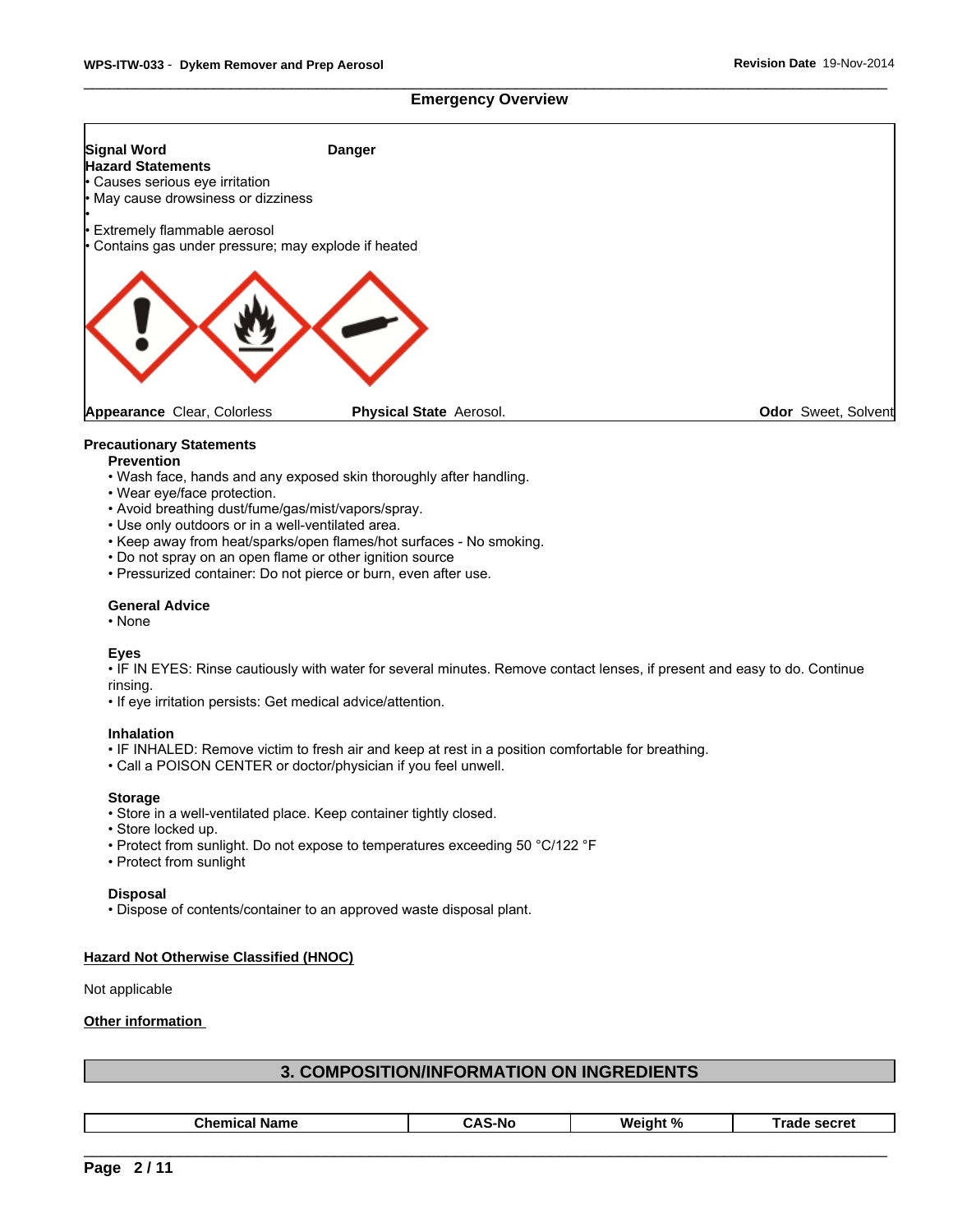## Emergency Overview

| | | |
|---|---|---|
| **Signal Word** | **Danger** | |

**Hazard Statements**

- Causes serious eye irritation
- May cause drowsiness or dizziness
-
- Extremely flammable aerosol
- Contains gas under pressure; may explode if heated

**Appearance** Clear, Colorless **Physical State** Aerosol. **Odor** Sweet, Solvent

### Precautionary Statements

**Prevention**

- Wash face, hands and any exposed skin thoroughly after handling.
- Wear eye/face protection.
- Avoid breathing dust/fume/gas/mist/vapors/spray.
- Use only outdoors or in a well-ventilated area.
- Keep away from heat/sparks/open flames/hot surfaces - No smoking.
- Do not spray on an open flame or other ignition source
- Pressurized container: Do not pierce or burn, even after use.

**General Advice**

- None

**Eyes**

- IF IN EYES: Rinse cautiously with water for several minutes. Remove contact lenses, if present and easy to do. Continue rinsing.
- If eye irritation persists: Get medical advice/attention.

**Inhalation**

- IF INHALED: Remove victim to fresh air and keep at rest in a position comfortable for breathing.
- Call a POISON CENTER or doctor/physician if you feel unwell.

**Storage**

- Store in a well-ventilated place. Keep container tightly closed.
- Store locked up.
- Protect from sunlight. Do not expose to temperatures exceeding 50 °C/122 °F
- Protect from sunlight

**Disposal**

- Dispose of contents/container to an approved waste disposal plant.

**Hazard Not Otherwise Classified (HNOC)**

Not applicable

**Other information**

## 3. COMPOSITION/INFORMATION ON INGREDIENTS

| Chemical Name | CAS-No | Weight % | Trade secret |
|---|---|---|---|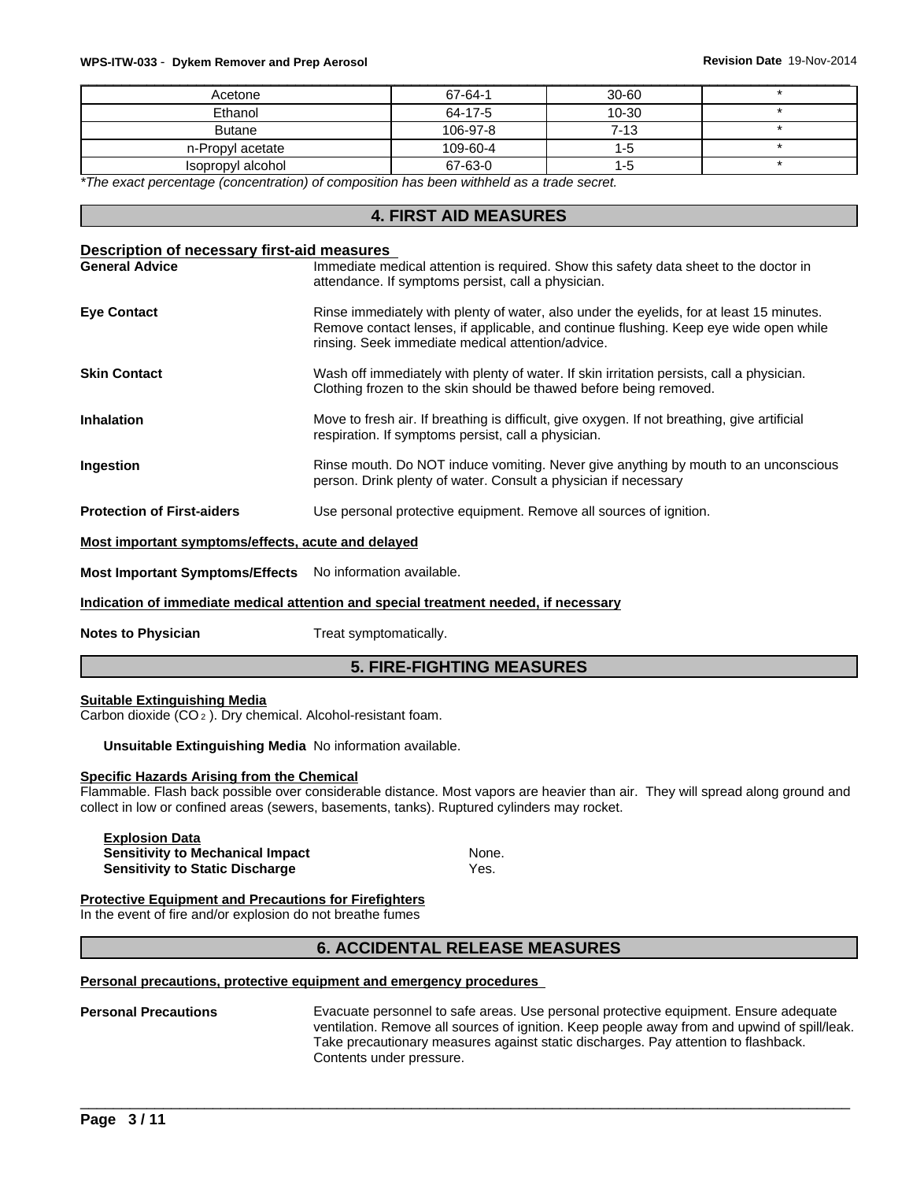| Acetone | 67-64-1 | 30-60 | * |
|---|---|---|---|
| Ethanol | 64-17-5 | 10-30 | * |
| Butane | 106-97-8 | 7-13 | * |
| n-Propyl acetate | 109-60-4 | 1-5 | * |
| Isopropyl alcohol | 67-63-0 | 1-5 | * |

*\*The exact percentage (concentration) of composition has been withheld as a trade secret.*

## 4. FIRST AID MEASURES

**Description of necessary first-aid measures**

**General Advice** Immediate medical attention is required. Show this safety data sheet to the doctor in attendance. If symptoms persist, call a physician.

**Eye Contact** Rinse immediately with plenty of water, also under the eyelids, for at least 15 minutes. Remove contact lenses, if applicable, and continue flushing. Keep eye wide open while rinsing. Seek immediate medical attention/advice.

**Skin Contact** Wash off immediately with plenty of water. If skin irritation persists, call a physician. Clothing frozen to the skin should be thawed before being removed.

**Inhalation** Move to fresh air. If breathing is difficult, give oxygen. If not breathing, give artificial respiration. If symptoms persist, call a physician.

**Ingestion** Rinse mouth. Do NOT induce vomiting. Never give anything by mouth to an unconscious person. Drink plenty of water. Consult a physician if necessary

**Protection of First-aiders** Use personal protective equipment. Remove all sources of ignition.

**Most important symptoms/effects, acute and delayed**

**Most Important Symptoms/Effects** No information available.

**Indication of immediate medical attention and special treatment needed, if necessary**

**Notes to Physician** Treat symptomatically.

## 5. FIRE-FIGHTING MEASURES

**Suitable Extinguishing Media**

Carbon dioxide ($CO_2$). Dry chemical. Alcohol-resistant foam.

**Unsuitable Extinguishing Media** No information available.

**Specific Hazards Arising from the Chemical**

Flammable. Flash back possible over considerable distance. Most vapors are heavier than air. They will spread along ground and collect in low or confined areas (sewers, basements, tanks). Ruptured cylinders may rocket.

**Explosion Data**

**Sensitivity to Mechanical Impact** None.

**Sensitivity to Static Discharge** Yes.

**Protective Equipment and Precautions for Firefighters**

In the event of fire and/or explosion do not breathe fumes

## 6. ACCIDENTAL RELEASE MEASURES

**Personal precautions, protective equipment and emergency procedures**

**Personal Precautions** Evacuate personnel to safe areas. Use personal protective equipment. Ensure adequate ventilation. Remove all sources of ignition. Keep people away from and upwind of spill/leak. Take precautionary measures against static discharges. Pay attention to flashback. Contents under pressure.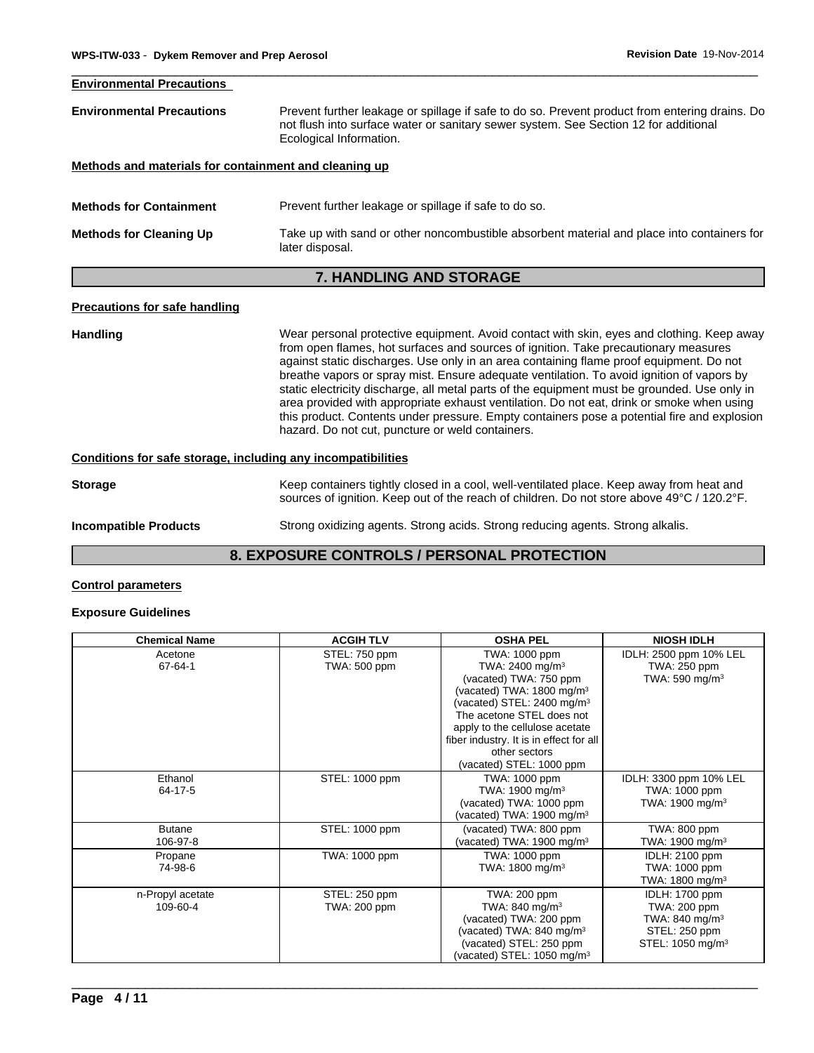**Environmental Precautions**

**Environmental Precautions** Prevent further leakage or spillage if safe to do so. Prevent product from entering drains. Do not flush into surface water or sanitary sewer system. See Section 12 for additional Ecological Information.

**Methods and materials for containment and cleaning up**

**Methods for Containment** Prevent further leakage or spillage if safe to do so.

**Methods for Cleaning Up** Take up with sand or other noncombustible absorbent material and place into containers for later disposal.

## 7. HANDLING AND STORAGE

**Precautions for safe handling**

**Handling** Wear personal protective equipment. Avoid contact with skin, eyes and clothing. Keep away from open flames, hot surfaces and sources of ignition. Take precautionary measures against static discharges. Use only in an area containing flame proof equipment. Do not breathe vapors or spray mist. Ensure adequate ventilation. To avoid ignition of vapors by static electricity discharge, all metal parts of the equipment must be grounded. Use only in area provided with appropriate exhaust ventilation. Do not eat, drink or smoke when using this product. Contents under pressure. Empty containers pose a potential fire and explosion hazard. Do not cut, puncture or weld containers.

**Conditions for safe storage, including any incompatibilities**

**Storage** Keep containers tightly closed in a cool, well-ventilated place. Keep away from heat and sources of ignition. Keep out of the reach of children. Do not store above 49°C / 120.2°F.

**Incompatible Products** Strong oxidizing agents. Strong acids. Strong reducing agents. Strong alkalis.

## 8. EXPOSURE CONTROLS / PERSONAL PROTECTION

**Control parameters**

**Exposure Guidelines**

| Chemical Name | ACGIH TLV | OSHA PEL | NIOSH IDLH |
|---|---|---|---|
| Acetone 67-64-1 | STEL: 750 ppm TWA: 500 ppm | TWA: 1000 ppm TWA: 2400 mg/m$^3$ (vacated) TWA: 750 ppm (vacated) TWA: 1800 mg/m$^3$ (vacated) STEL: 2400 mg/m$^3$ The acetone STEL does not apply to the cellulose acetate fiber industry. It is in effect for all other sectors (vacated) STEL: 1000 ppm | IDLH: 2500 ppm 10% LEL TWA: 250 ppm TWA: 590 mg/m$^3$ |
| Ethanol 64-17-5 | STEL: 1000 ppm | TWA: 1000 ppm TWA: 1900 mg/m$^3$ (vacated) TWA: 1000 ppm (vacated) TWA: 1900 mg/m$^3$ | IDLH: 3300 ppm 10% LEL TWA: 1000 ppm TWA: 1900 mg/m$^3$ |
| Butane 106-97-8 | STEL: 1000 ppm | (vacated) TWA: 800 ppm (vacated) TWA: 1900 mg/m$^3$ | TWA: 800 ppm TWA: 1900 mg/m$^3$ |
| Propane 74-98-6 | TWA: 1000 ppm | TWA: 1000 ppm TWA: 1800 mg/m$^3$ | IDLH: 2100 ppm TWA: 1000 ppm TWA: 1800 mg/m$^3$ |
| n-Propyl acetate 109-60-4 | STEL: 250 ppm TWA: 200 ppm | TWA: 200 ppm TWA: 840 mg/m$^3$ (vacated) TWA: 200 ppm (vacated) TWA: 840 mg/m$^3$ (vacated) STEL: 250 ppm (vacated) STEL: 1050 mg/m$^3$ | IDLH: 1700 ppm TWA: 200 ppm TWA: 840 mg/m$^3$ STEL: 250 ppm STEL: 1050 mg/m$^3$ |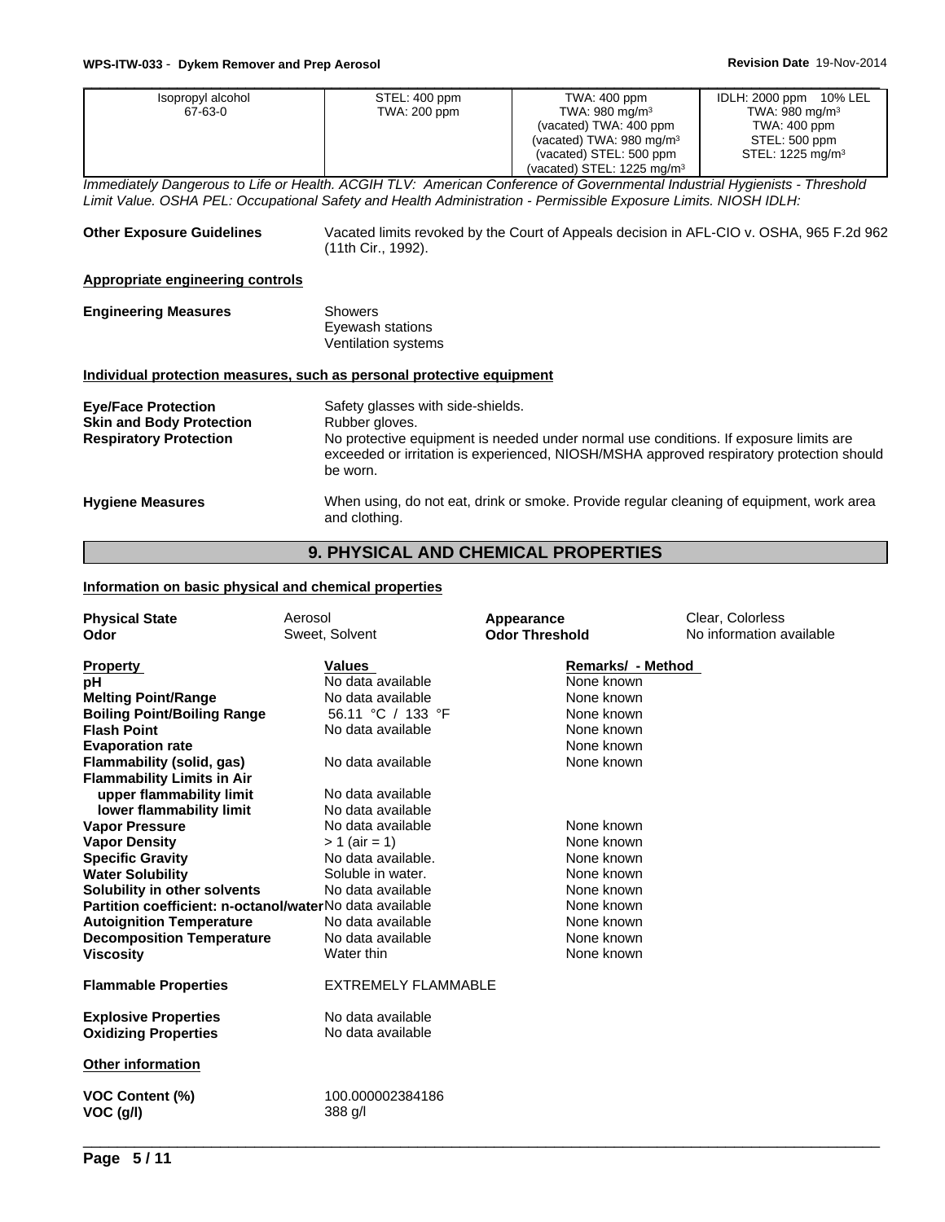| Isopropyl alcohol 67-63-0 | STEL: 400 ppm TWA: 200 ppm | TWA: 400 ppm TWA: 980 mg/m³ (vacated) TWA: 400 ppm (vacated) TWA: 980 mg/m³ (vacated) STEL: 500 ppm (vacated) STEL: 1225 mg/m³ | IDLH: 2000 ppm 10% LEL TWA: 980 mg/m³ TWA: 400 ppm STEL: 500 ppm STEL: 1225 mg/m³ |
|---|---|---|---|

*Immediately Dangerous to Life or Health. ACGIH TLV: American Conference of Governmental Industrial Hygienists - Threshold Limit Value. OSHA PEL: Occupational Safety and Health Administration - Permissible Exposure Limits. NIOSH IDLH:*

**Other Exposure Guidelines** Vacated limits revoked by the Court of Appeals decision in AFL-CIO v. OSHA, 965 F.2d 962 (11th Cir., 1992).

**Appropriate engineering controls**

**Engineering Measures**
Showers
Eyewash stations
Ventilation systems

**Individual protection measures, such as personal protective equipment**

**Eye/Face Protection** Safety glasses with side-shields.

**Skin and Body Protection** Rubber gloves.

**Respiratory Protection** No protective equipment is needed under normal use conditions. If exposure limits are exceeded or irritation is experienced, NIOSH/MSHA approved respiratory protection should be worn.

**Hygiene Measures** When using, do not eat, drink or smoke. Provide regular cleaning of equipment, work area and clothing.

## 9. PHYSICAL AND CHEMICAL PROPERTIES

**Information on basic physical and chemical properties**

**Physical State** Aerosol
**Appearance** Clear, Colorless
**Odor** Sweet, Solvent
**Odor Threshold** No information available

| Property | Values | Remarks/ - Method |
|---|---|---|
| **pH** | No data available | None known |
| **Melting Point/Range** | No data available | None known |
| **Boiling Point/Boiling Range** | 56.11 °C / 133 °F | None known |
| **Flash Point** | No data available | None known |
| **Evaporation rate** | | None known |
| **Flammability (solid, gas)** | No data available | None known |
| **Flammability Limits in Air** | | |
| **upper flammability limit** | No data available | |
| **lower flammability limit** | No data available | |
| **Vapor Pressure** | No data available | None known |
| **Vapor Density** | > 1 (air = 1) | None known |
| **Specific Gravity** | No data available. | None known |
| **Water Solubility** | Soluble in water. | None known |
| **Solubility in other solvents** | No data available | None known |
| **Partition coefficient: n-octanol/water** | No data available | None known |
| **Autoignition Temperature** | No data available | None known |
| **Decomposition Temperature** | No data available | None known |
| **Viscosity** | Water thin | None known |

**Flammable Properties** EXTREMELY FLAMMABLE

**Explosive Properties** No data available
**Oxidizing Properties** No data available

**Other information**

**VOC Content (%)** 100.000002384186
**VOC (g/l)** 388 g/l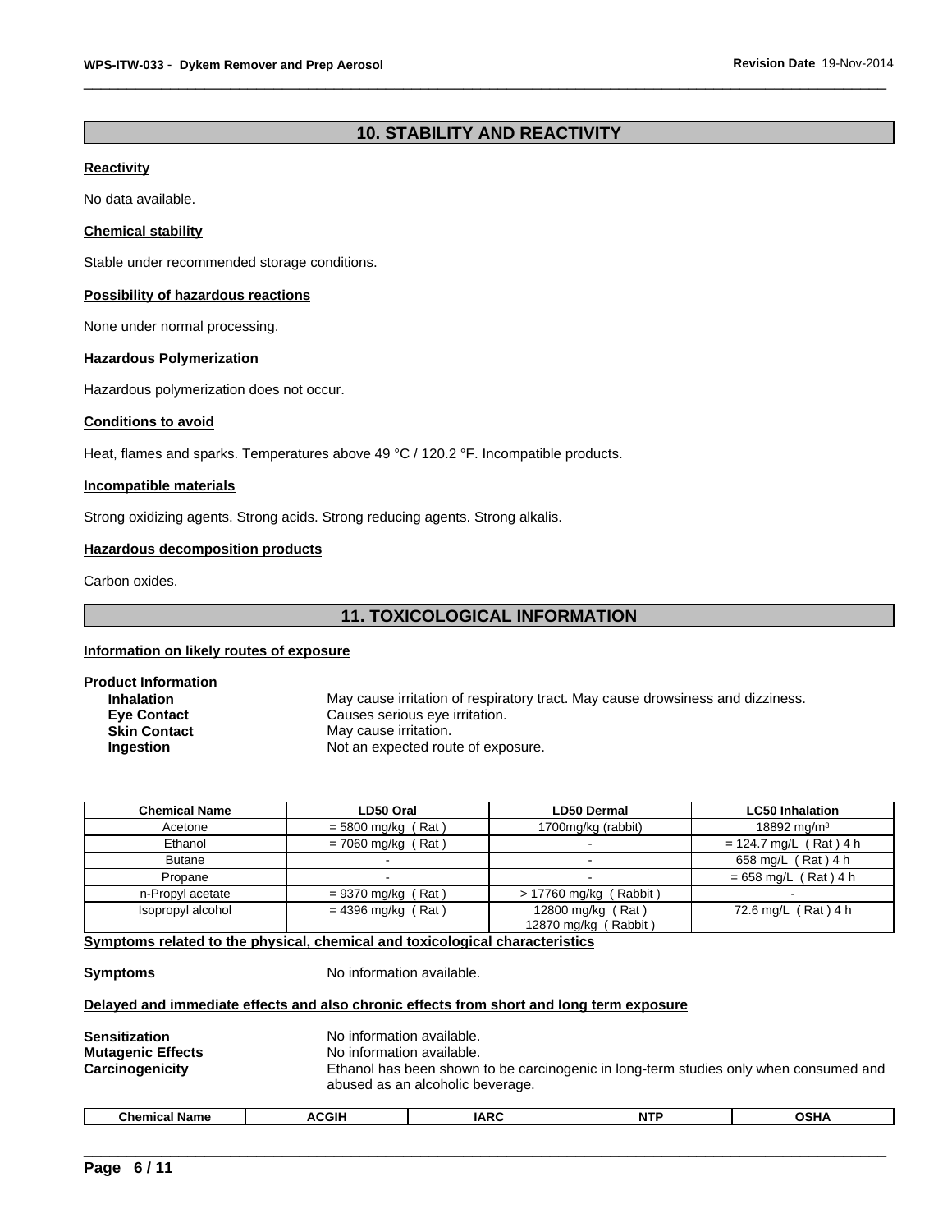## 10. STABILITY AND REACTIVITY

### Reactivity

No data available.

### Chemical stability

Stable under recommended storage conditions.

### Possibility of hazardous reactions

None under normal processing.

### Hazardous Polymerization

Hazardous polymerization does not occur.

### Conditions to avoid

Heat, flames and sparks. Temperatures above 49 °C / 120.2 °F. Incompatible products.

### Incompatible materials

Strong oxidizing agents. Strong acids. Strong reducing agents. Strong alkalis.

### Hazardous decomposition products

Carbon oxides.

## 11. TOXICOLOGICAL INFORMATION

### Information on likely routes of exposure

**Product Information**

**Inhalation** May cause irritation of respiratory tract. May cause drowsiness and dizziness.
**Eye Contact** Causes serious eye irritation.
**Skin Contact** May cause irritation.
**Ingestion** Not an expected route of exposure.

| Chemical Name | LD50 Oral | LD50 Dermal | LC50 Inhalation |
|---|---|---|---|
| Acetone | = 5800 mg/kg ( Rat ) | 1700mg/kg (rabbit) | 18892 mg/m³ |
| Ethanol | = 7060 mg/kg ( Rat ) | - | = 124.7 mg/L ( Rat ) 4 h |
| Butane | - | - | 658 mg/L ( Rat ) 4 h |
| Propane | - | - | = 658 mg/L ( Rat ) 4 h |
| n-Propyl acetate | = 9370 mg/kg ( Rat ) | > 17760 mg/kg ( Rabbit ) | - |
| Isopropyl alcohol | = 4396 mg/kg ( Rat ) | 12800 mg/kg ( Rat ) 12870 mg/kg ( Rabbit ) | 72.6 mg/L ( Rat ) 4 h |

### Symptoms related to the physical, chemical and toxicological characteristics

**Symptoms** No information available.

### Delayed and immediate effects and also chronic effects from short and long term exposure

**Sensitization** No information available.
**Mutagenic Effects** No information available.
**Carcinogenicity** Ethanol has been shown to be carcinogenic in long-term studies only when consumed and abused as an alcoholic beverage.

| Chemical Name | ACGIH | IARC | NTP | OSHA |
|---|---|---|---|---|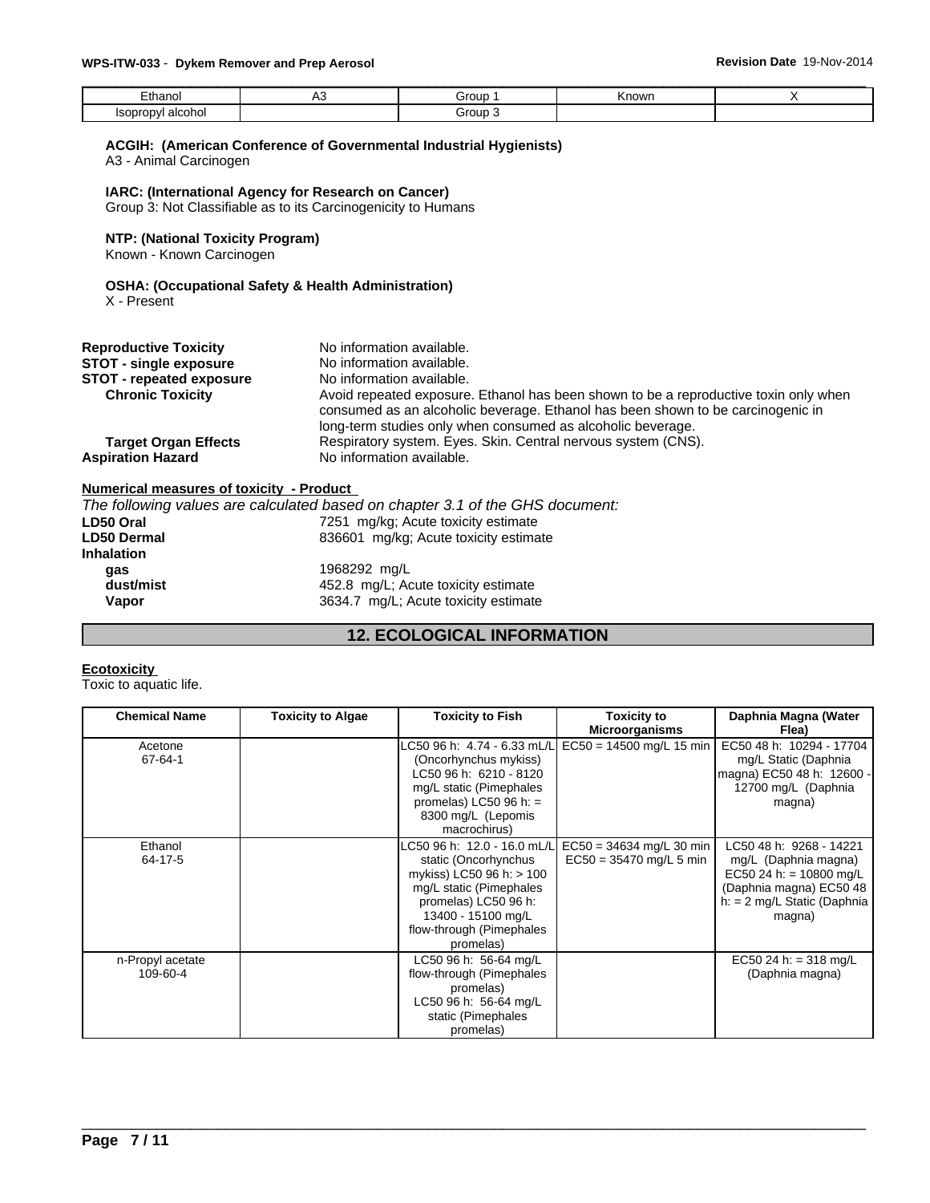| Ethanol | A3 | Group 1 | Known | X |
|---|---|---|---|---|
| Isopropyl alcohol | | Group 3 | | |

**ACGIH: (American Conference of Governmental Industrial Hygienists)**
A3 - Animal Carcinogen

**IARC: (International Agency for Research on Cancer)**
Group 3: Not Classifiable as to its Carcinogenicity to Humans

**NTP: (National Toxicity Program)**
Known - Known Carcinogen

**OSHA: (Occupational Safety & Health Administration)**
X - Present

**Reproductive Toxicity** No information available.
**STOT - single exposure** No information available.
**STOT - repeated exposure** No information available.
**Chronic Toxicity** Avoid repeated exposure. Ethanol has been shown to be a reproductive toxin only when consumed as an alcoholic beverage. Ethanol has been shown to be carcinogenic in long-term studies only when consumed as alcoholic beverage.
**Target Organ Effects** Respiratory system. Eyes. Skin. Central nervous system (CNS).
**Aspiration Hazard** No information available.

**Numerical measures of toxicity - Product**

*The following values are calculated based on chapter 3.1 of the GHS document:*

**LD50 Oral** 7251 mg/kg; Acute toxicity estimate
**LD50 Dermal** 836601 mg/kg; Acute toxicity estimate
**Inhalation**
**gas** 1968292 mg/L
**dust/mist** 452.8 mg/L; Acute toxicity estimate
**Vapor** 3634.7 mg/L; Acute toxicity estimate

## 12. ECOLOGICAL INFORMATION

**Ecotoxicity**

Toxic to aquatic life.

| Chemical Name | Toxicity to Algae | Toxicity to Fish | Toxicity to Microorganisms | Daphnia Magna (Water Flea) |
|---|---|---|---|---|
| Acetone 67-64-1 | | LC50 96 h: 4.74 - 6.33 mL/L (Oncorhynchus mykiss) LC50 96 h: 6210 - 8120 mg/L static (Pimephales promelas) LC50 96 h: = 8300 mg/L (Lepomis macrochirus) | EC50 = 14500 mg/L 15 min | EC50 48 h: 10294 - 17704 mg/L Static (Daphnia magna) EC50 48 h: 12600 - 12700 mg/L (Daphnia magna) |
| Ethanol 64-17-5 | | LC50 96 h: 12.0 - 16.0 mL/L static (Oncorhynchus mykiss) LC50 96 h: > 100 mg/L static (Pimephales promelas) LC50 96 h: 13400 - 15100 mg/L flow-through (Pimephales promelas) | EC50 = 34634 mg/L 30 min EC50 = 35470 mg/L 5 min | LC50 48 h: 9268 - 14221 mg/L (Daphnia magna) EC50 24 h: = 10800 mg/L (Daphnia magna) EC50 48 h: = 2 mg/L Static (Daphnia magna) |
| n-Propyl acetate 109-60-4 | | LC50 96 h: 56-64 mg/L flow-through (Pimephales promelas) LC50 96 h: 56-64 mg/L static (Pimephales promelas) | | EC50 24 h: = 318 mg/L (Daphnia magna) |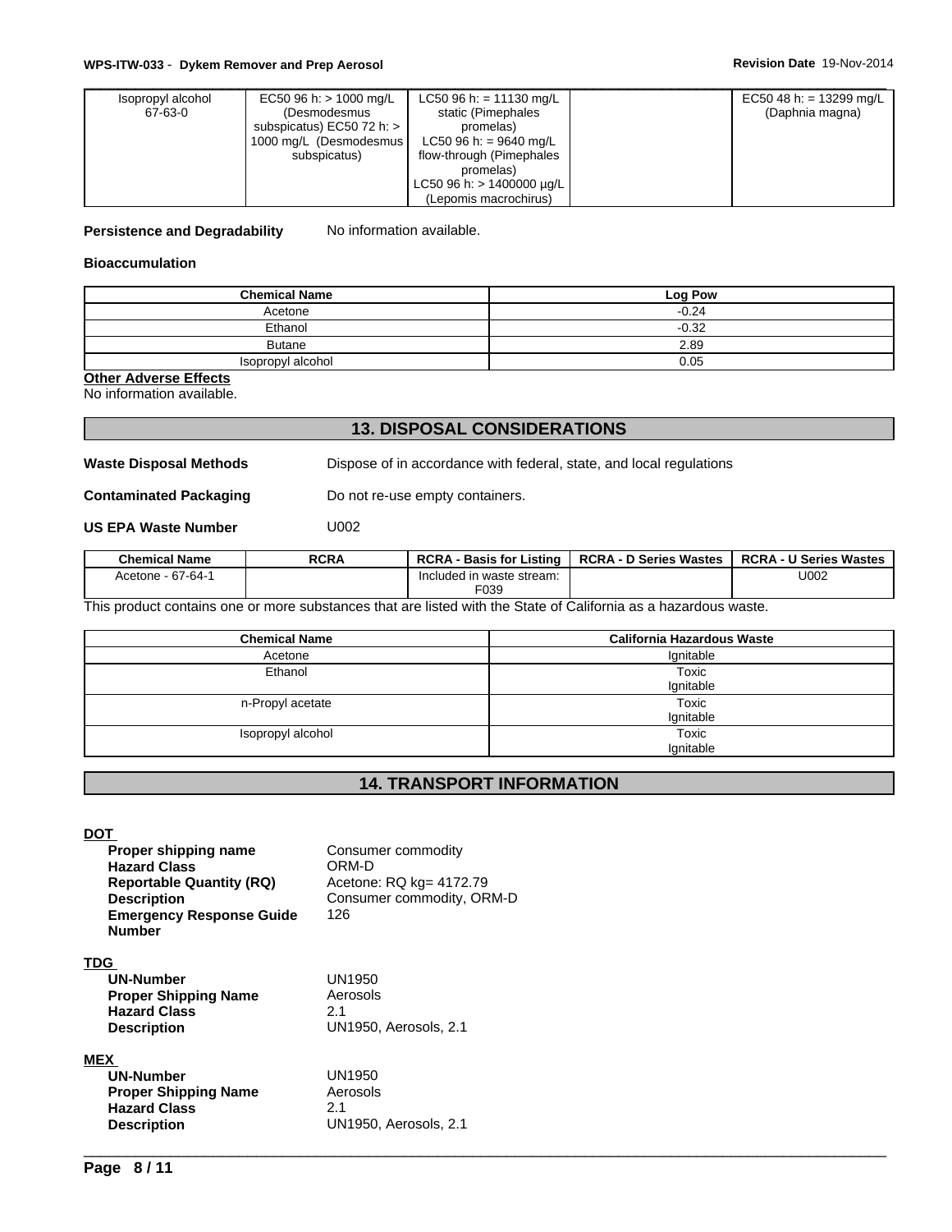| Isopropyl alcohol 67-63-0 | EC50 96 h: > 1000 mg/L (Desmodesmus subspicatus) EC50 72 h: > 1000 mg/L (Desmodesmus subspicatus) | LC50 96 h: = 11130 mg/L static (Pimephales promelas) LC50 96 h: = 9640 mg/L flow-through (Pimephales promelas) LC50 96 h: > 1400000 µg/L (Lepomis macrochirus) | | EC50 48 h: = 13299 mg/L (Daphnia magna) |
|---|---|---|---|---|

**Persistence and Degradability** No information available.

**Bioaccumulation**

| Chemical Name | Log Pow |
|---|---|
| Acetone | -0.24 |
| Ethanol | -0.32 |
| Butane | 2.89 |
| Isopropyl alcohol | 0.05 |

**Other Adverse Effects**
No information available.

## 13. DISPOSAL CONSIDERATIONS

**Waste Disposal Methods** Dispose of in accordance with federal, state, and local regulations

**Contaminated Packaging** Do not re-use empty containers.

**US EPA Waste Number** U002

| Chemical Name | RCRA | RCRA - Basis for Listing | RCRA - D Series Wastes | RCRA - U Series Wastes |
|---|---|---|---|---|
| Acetone - 67-64-1 | | Included in waste stream: F039 | | U002 |

This product contains one or more substances that are listed with the State of California as a hazardous waste.

| Chemical Name | California Hazardous Waste |
|---|---|
| Acetone | Ignitable |
| Ethanol | Toxic Ignitable |
| n-Propyl acetate | Toxic Ignitable |
| Isopropyl alcohol | Toxic Ignitable |

## 14. TRANSPORT INFORMATION

**DOT**

**Proper shipping name** Consumer commodity
**Hazard Class** ORM-D
**Reportable Quantity (RQ)** Acetone: RQ kg= 4172.79
**Description** Consumer commodity, ORM-D
**Emergency Response Guide Number** 126

**TDG**

**UN-Number** UN1950
**Proper Shipping Name** Aerosols
**Hazard Class** 2.1
**Description** UN1950, Aerosols, 2.1

**MEX**

**UN-Number** UN1950
**Proper Shipping Name** Aerosols
**Hazard Class** 2.1
**Description** UN1950, Aerosols, 2.1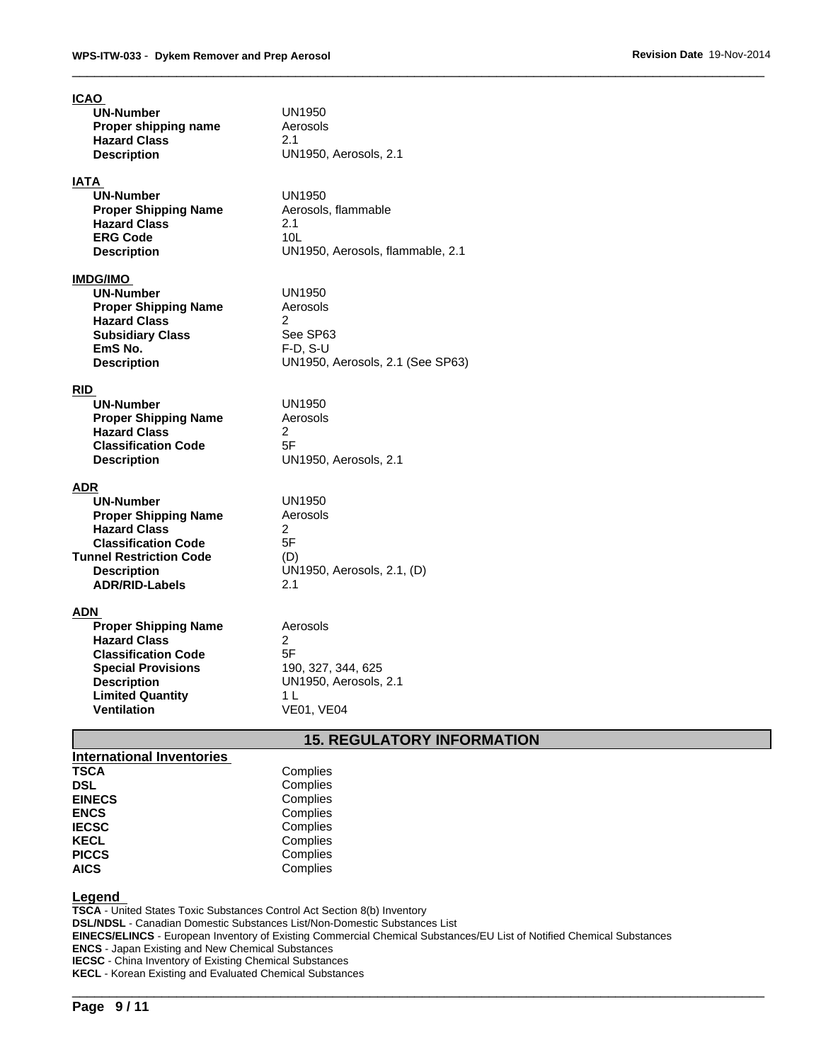### ICAO

| | |
|---|---|
| **UN-Number** | UN1950 |
| **Proper shipping name** | Aerosols |
| **Hazard Class** | 2.1 |
| **Description** | UN1950, Aerosols, 2.1 |

### IATA

| | |
|---|---|
| **UN-Number** | UN1950 |
| **Proper Shipping Name** | Aerosols, flammable |
| **Hazard Class** | 2.1 |
| **ERG Code** | 10L |
| **Description** | UN1950, Aerosols, flammable, 2.1 |

### IMDG/IMO

| | |
|---|---|
| **UN-Number** | UN1950 |
| **Proper Shipping Name** | Aerosols |
| **Hazard Class** | 2 |
| **Subsidiary Class** | See SP63 |
| **EmS No.** | F-D, S-U |
| **Description** | UN1950, Aerosols, 2.1 (See SP63) |

### RID

| | |
|---|---|
| **UN-Number** | UN1950 |
| **Proper Shipping Name** | Aerosols |
| **Hazard Class** | 2 |
| **Classification Code** | 5F |
| **Description** | UN1950, Aerosols, 2.1 |

### ADR

| | |
|---|---|
| **UN-Number** | UN1950 |
| **Proper Shipping Name** | Aerosols |
| **Hazard Class** | 2 |
| **Classification Code** | 5F |
| **Tunnel Restriction Code** | (D) |
| **Description** | UN1950, Aerosols, 2.1, (D) |
| **ADR/RID-Labels** | 2.1 |

### ADN

| | |
|---|---|
| **Proper Shipping Name** | Aerosols |
| **Hazard Class** | 2 |
| **Classification Code** | 5F |
| **Special Provisions** | 190, 327, 344, 625 |
| **Description** | UN1950, Aerosols, 2.1 |
| **Limited Quantity** | 1 L |
| **Ventilation** | VE01, VE04 |

## 15. REGULATORY INFORMATION

### International Inventories

| | |
|---|---|
| **TSCA** | Complies |
| **DSL** | Complies |
| **EINECS** | Complies |
| **ENCS** | Complies |
| **IECSC** | Complies |
| **KECL** | Complies |
| **PICCS** | Complies |
| **AICS** | Complies |

### Legend

**TSCA** - United States Toxic Substances Control Act Section 8(b) Inventory
**DSL/NDSL** - Canadian Domestic Substances List/Non-Domestic Substances List
**EINECS/ELINCS** - European Inventory of Existing Commercial Chemical Substances/EU List of Notified Chemical Substances
**ENCS** - Japan Existing and New Chemical Substances
**IECSC** - China Inventory of Existing Chemical Substances
**KECL** - Korean Existing and Evaluated Chemical Substances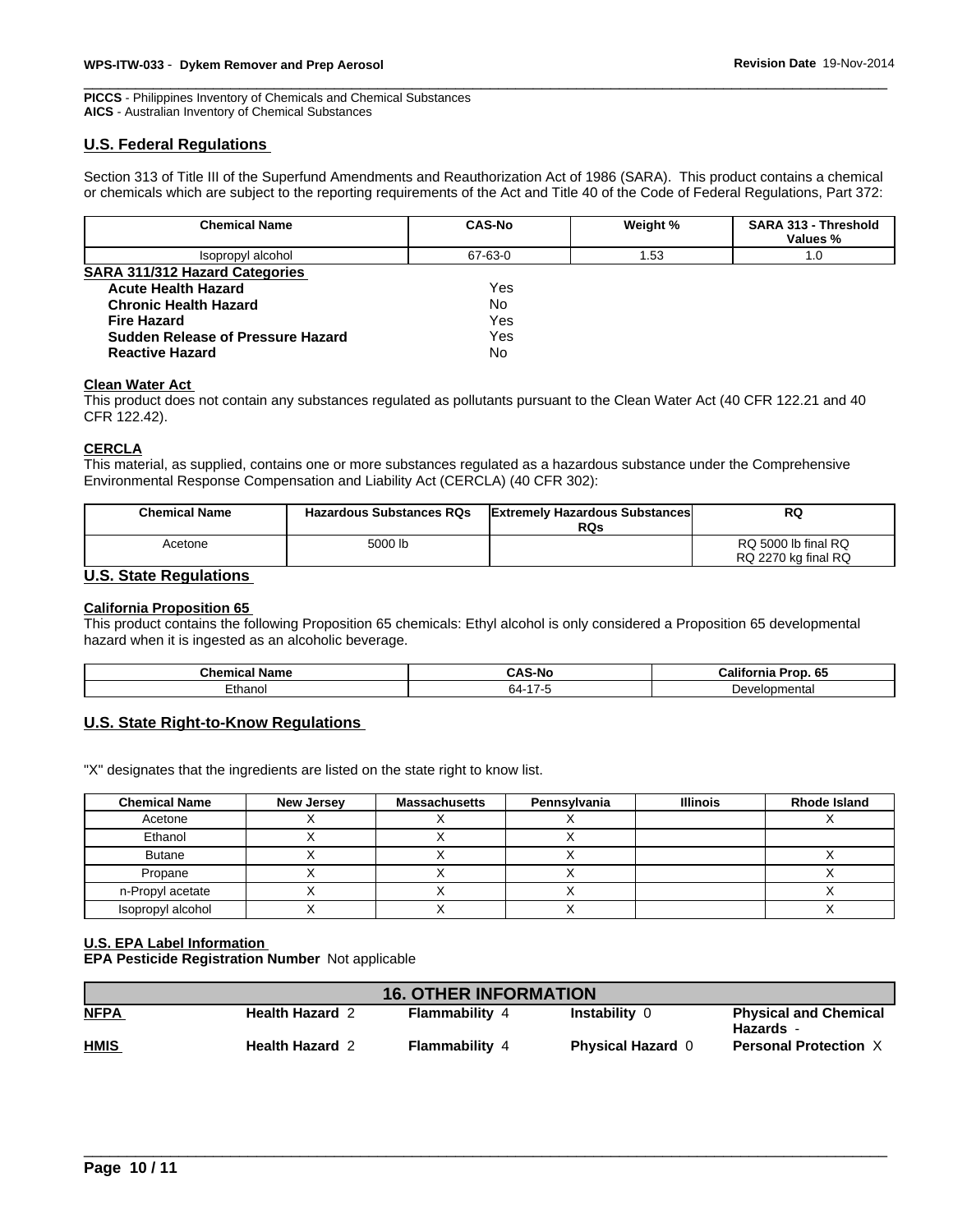**PICCS** - Philippines Inventory of Chemicals and Chemical Substances
**AICS** - Australian Inventory of Chemical Substances

## U.S. Federal Regulations

Section 313 of Title III of the Superfund Amendments and Reauthorization Act of 1986 (SARA). This product contains a chemical or chemicals which are subject to the reporting requirements of the Act and Title 40 of the Code of Federal Regulations, Part 372:

| Chemical Name | CAS-No | Weight % | SARA 313 - Threshold Values % |
|---|---|---|---|
| Isopropyl alcohol | 67-63-0 | 1.53 | 1.0 |

### SARA 311/312 Hazard Categories

| | |
|---|---|
| **Acute Health Hazard** | Yes |
| **Chronic Health Hazard** | No |
| **Fire Hazard** | Yes |
| **Sudden Release of Pressure Hazard** | Yes |
| **Reactive Hazard** | No |

### Clean Water Act

This product does not contain any substances regulated as pollutants pursuant to the Clean Water Act (40 CFR 122.21 and 40 CFR 122.42).

### CERCLA

This material, as supplied, contains one or more substances regulated as a hazardous substance under the Comprehensive Environmental Response Compensation and Liability Act (CERCLA) (40 CFR 302):

| Chemical Name | Hazardous Substances RQs | Extremely Hazardous Substances RQs | RQ |
|---|---|---|---|
| Acetone | 5000 lb | | RQ 5000 lb final RQ<br>RQ 2270 kg final RQ |

## U.S. State Regulations

### California Proposition 65

This product contains the following Proposition 65 chemicals: Ethyl alcohol is only considered a Proposition 65 developmental hazard when it is ingested as an alcoholic beverage.

| Chemical Name | CAS-No | California Prop. 65 |
|---|---|---|
| Ethanol | 64-17-5 | Developmental |

## U.S. State Right-to-Know Regulations

"X" designates that the ingredients are listed on the state right to know list.

| Chemical Name | New Jersey | Massachusetts | Pennsylvania | Illinois | Rhode Island |
|---|---|---|---|---|---|
| Acetone | X | X | X | | X |
| Ethanol | X | X | X | | |
| Butane | X | X | X | | X |
| Propane | X | X | X | | X |
| n-Propyl acetate | X | X | X | | X |
| Isopropyl alcohol | X | X | X | | X |

### U.S. EPA Label Information

**EPA Pesticide Registration Number** Not applicable

## 16. OTHER INFORMATION

| | | | | |
|---|---|---|---|---|
| **NFPA** | **Health Hazard** 2 | **Flammability** 4 | **Instability** 0 | **Physical and Chemical Hazards** - |
| **HMIS** | **Health Hazard** 2 | **Flammability** 4 | **Physical Hazard** 0 | **Personal Protection** X |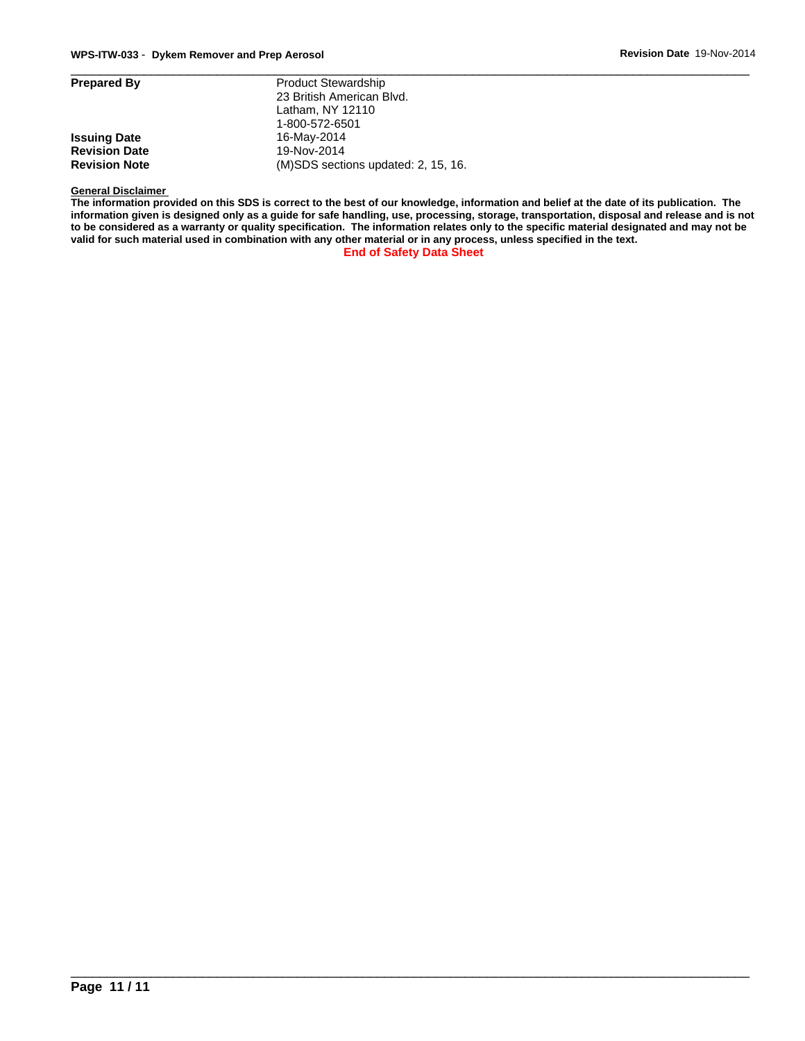| | |
|---|---|
| **Prepared By** | Product Stewardship<br>23 British American Blvd.<br>Latham, NY 12110<br>1-800-572-6501 |
| **Issuing Date** | 16-May-2014 |
| **Revision Date** | 19-Nov-2014 |
| **Revision Note** | (M)SDS sections updated: 2, 15, 16. |

**General Disclaimer**

**The information provided on this SDS is correct to the best of our knowledge, information and belief at the date of its publication. The information given is designed only as a guide for safe handling, use, processing, storage, transportation, disposal and release and is not to be considered as a warranty or quality specification. The information relates only to the specific material designated and may not be valid for such material used in combination with any other material or in any process, unless specified in the text.**

**End of Safety Data Sheet**